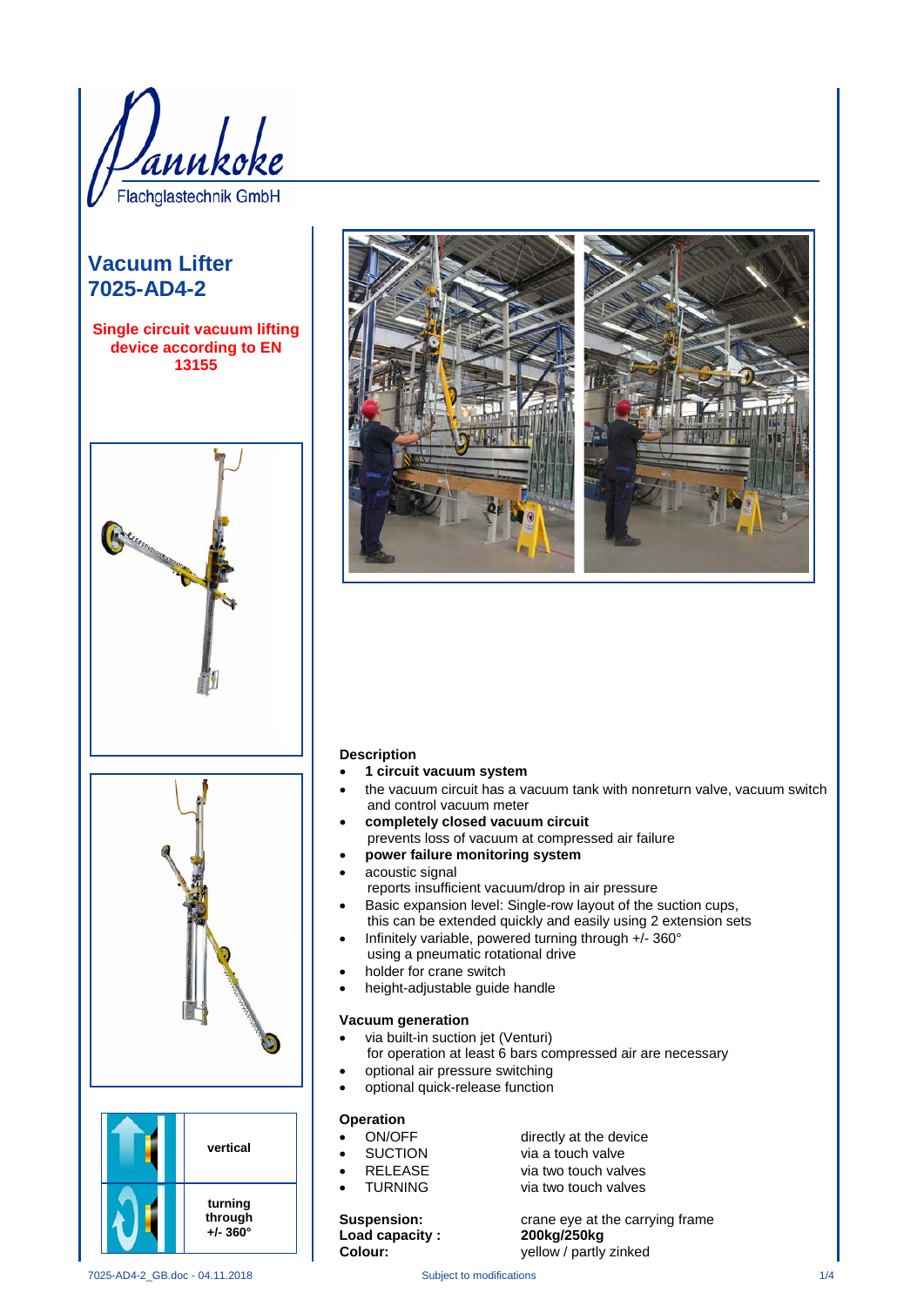Pannkoke
Flachglastechnik GmbH

# Vacuum Lifter 7025-AD4-2

**Single circuit vacuum lifting device according to EN 13155**

| | |
|---|---|
| | **vertical** |
| | **turning through +/- 360°** |

### Description

- **1 circuit vacuum system**
- the vacuum circuit has a vacuum tank with nonreturn valve, vacuum switch and control vacuum meter
- **completely closed vacuum circuit** prevents loss of vacuum at compressed air failure
- **power failure monitoring system**
- acoustic signal reports insufficient vacuum/drop in air pressure
- Basic expansion level: Single-row layout of the suction cups, this can be extended quickly and easily using 2 extension sets
- Infinitely variable, powered turning through +/- 360° using a pneumatic rotational drive
- holder for crane switch
- height-adjustable guide handle

### Vacuum generation

- via built-in suction jet (Venturi) for operation at least 6 bars compressed air are necessary
- optional air pressure switching
- optional quick-release function

### Operation

- ON/OFF — directly at the device
- SUCTION — via a touch valve
- RELEASE — via two touch valves
- TURNING — via two touch valves

**Suspension:** crane eye at the carrying frame
**Load capacity :** **200kg/250kg**
**Colour:** yellow / partly zinked

7025-AD4-2_GB.doc - 04.11.2018 — Subject to modifications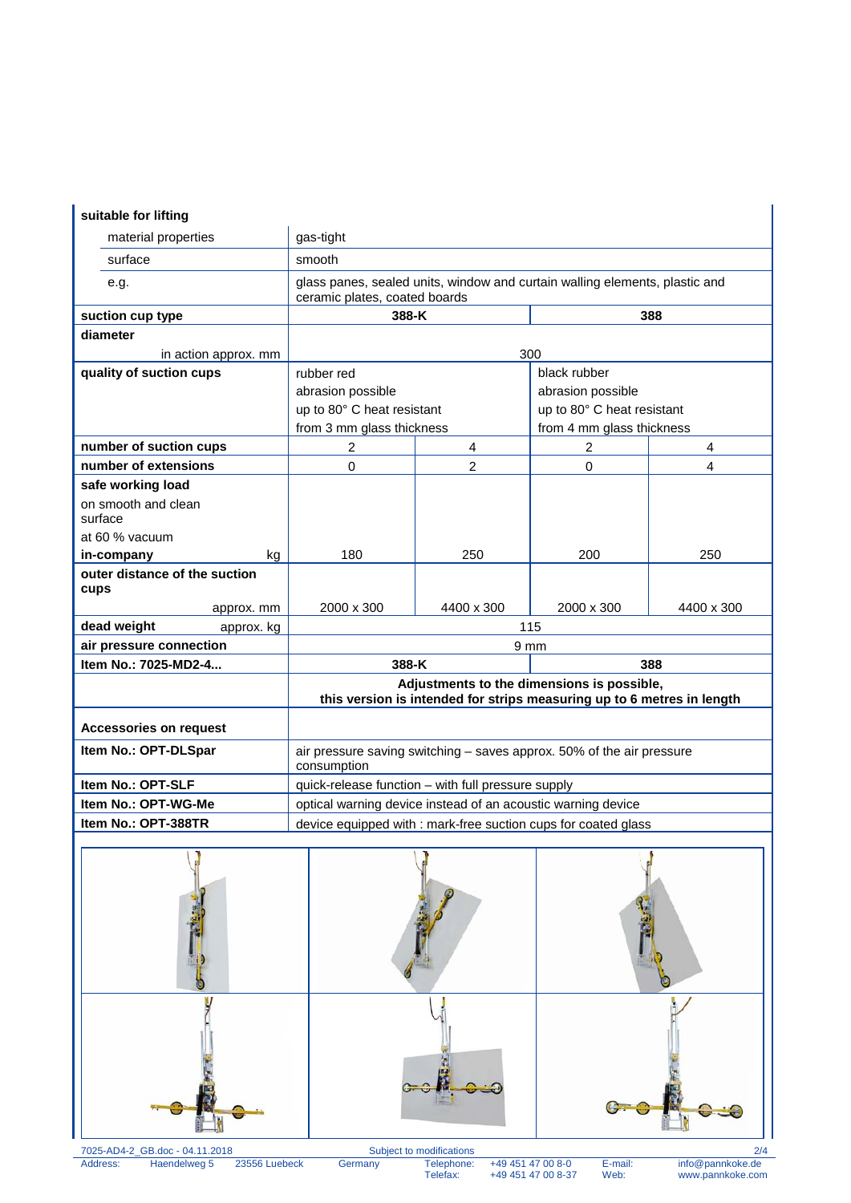| suitable for lifting | | | | |
|---|---|---|---|---|
| material properties | gas-tight | | | |
| surface | smooth | | | |
| e.g. | glass panes, sealed units, window and curtain walling elements, plastic and ceramic plates, coated boards | | | |
| **suction cup type** | **388-K** | | **388** | |
| **diameter** in action approx. mm | 300 | | | |
| **quality of suction cups** | rubber red<br>abrasion possible<br>up to 80° C heat resistant<br>from 3 mm glass thickness | | black rubber<br>abrasion possible<br>up to 80° C heat resistant<br>from 4 mm glass thickness | |
| **number of suction cups** | 2 | 4 | 2 | 4 |
| **number of extensions** | 0 | 2 | 0 | 4 |
| **safe working load** on smooth and clean surface at 60 % vacuum **in-company** kg | 180 | 250 | 200 | 250 |
| **outer distance of the suction cups** approx. mm | 2000 x 300 | 4400 x 300 | 2000 x 300 | 4400 x 300 |
| **dead weight** approx. kg | 115 | | | |
| **air pressure connection** | 9 mm | | | |
| **Item No.: 7025-MD2-4...** | **388-K** | | **388** | |
| | **Adjustments to the dimensions is possible, this version is intended for strips measuring up to 6 metres in length** | | | |

| **Accessories on request** | |
|---|---|
| **Item No.: OPT-DLSpar** | air pressure saving switching – saves approx. 50% of the air pressure consumption |
| **Item No.: OPT-SLF** | quick-release function – with full pressure supply |
| **Item No.: OPT-WG-Me** | optical warning device instead of an acoustic warning device |
| **Item No.: OPT-388TR** | device equipped with : mark-free suction cups for coated glass |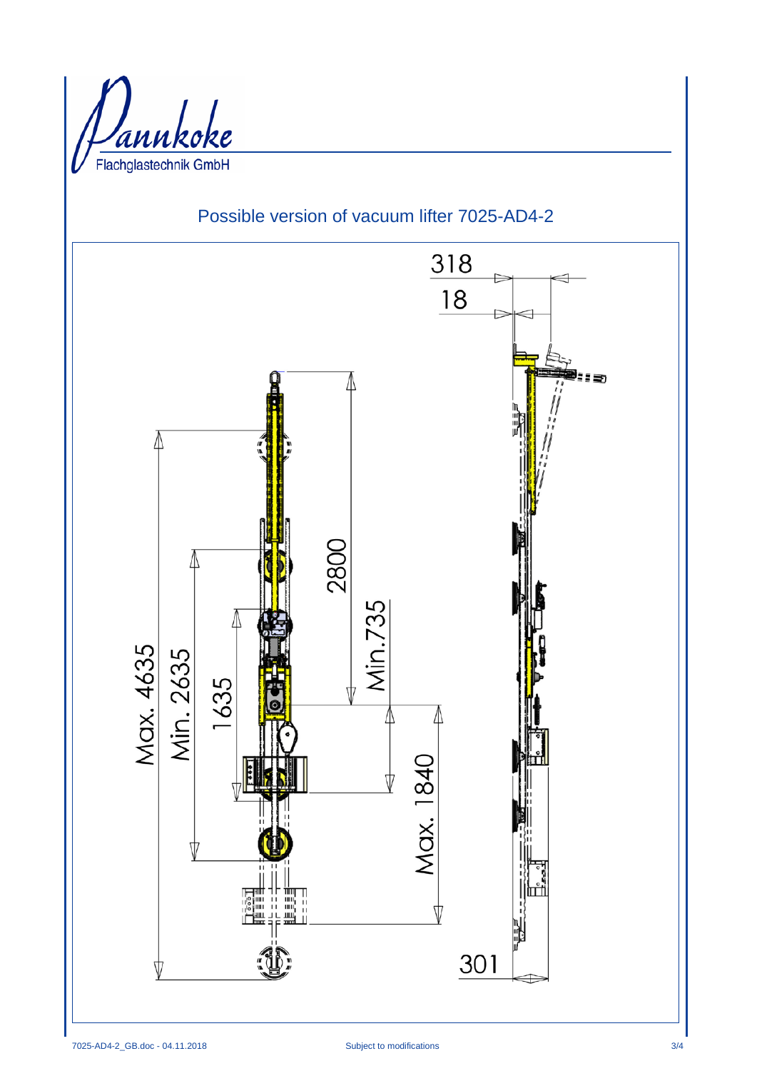Pannkoke
Flachglastechnik GmbH

## Possible version of vacuum lifter 7025-AD4-2

318

18

2800

Max. 4635

Min. 2635

1635

Min.735

Max. 1840

301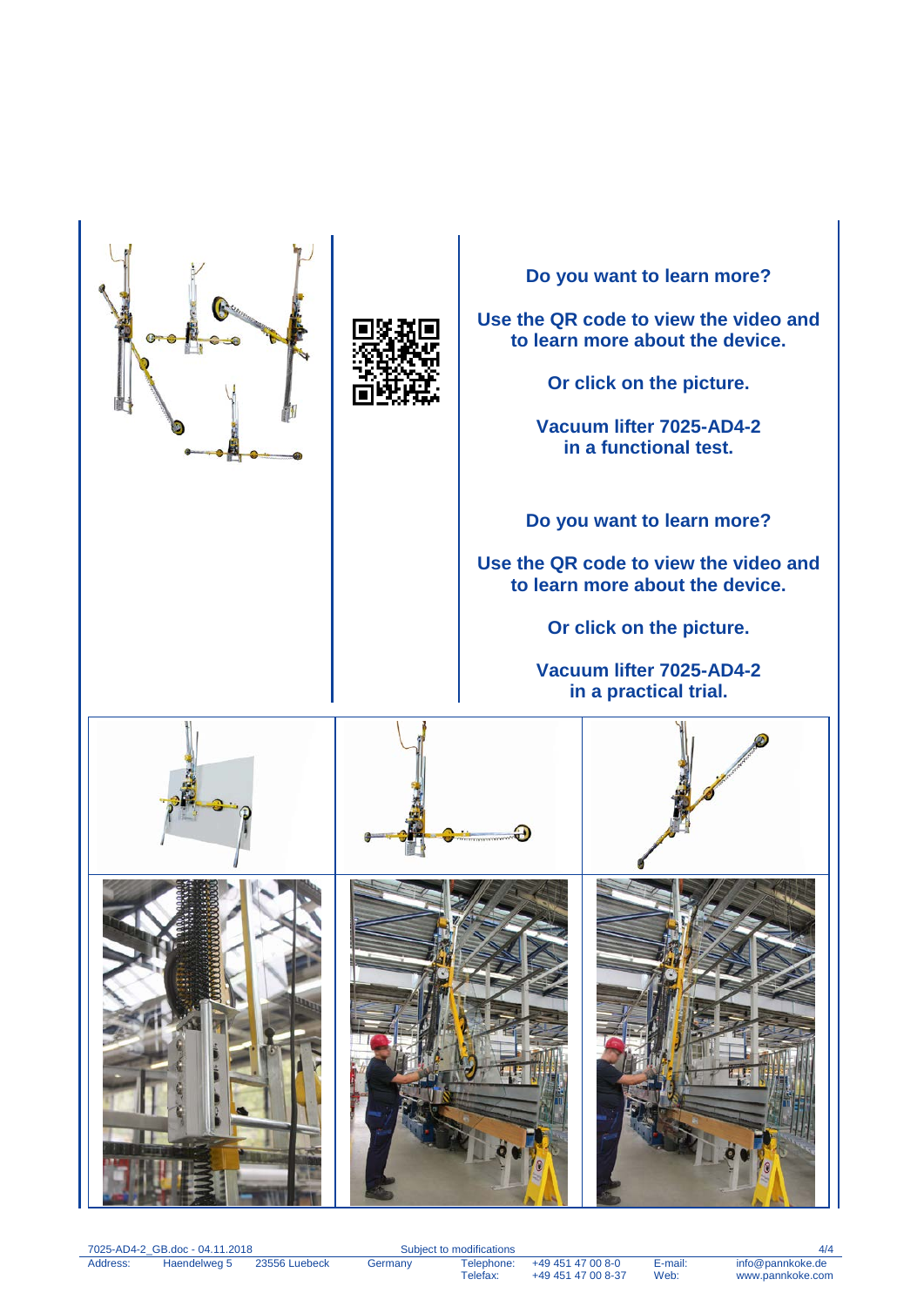**Do you want to learn more?**

**Use the QR code to view the video and to learn more about the device.**

**Or click on the picture.**

**Vacuum lifter 7025-AD4-2 in a functional test.**

**Do you want to learn more?**

**Use the QR code to view the video and to learn more about the device.**

**Or click on the picture.**

**Vacuum lifter 7025-AD4-2 in a practical trial.**

7025-AD4-2_GB.doc - 04.11.2018 Subject to modifications

Address: Haendelweg 5 23556 Luebeck Germany Telephone: +49 451 47 00 8-0 Telefax: +49 451 47 00 8-37 E-mail: info@pannkoke.de Web: www.pannkoke.com